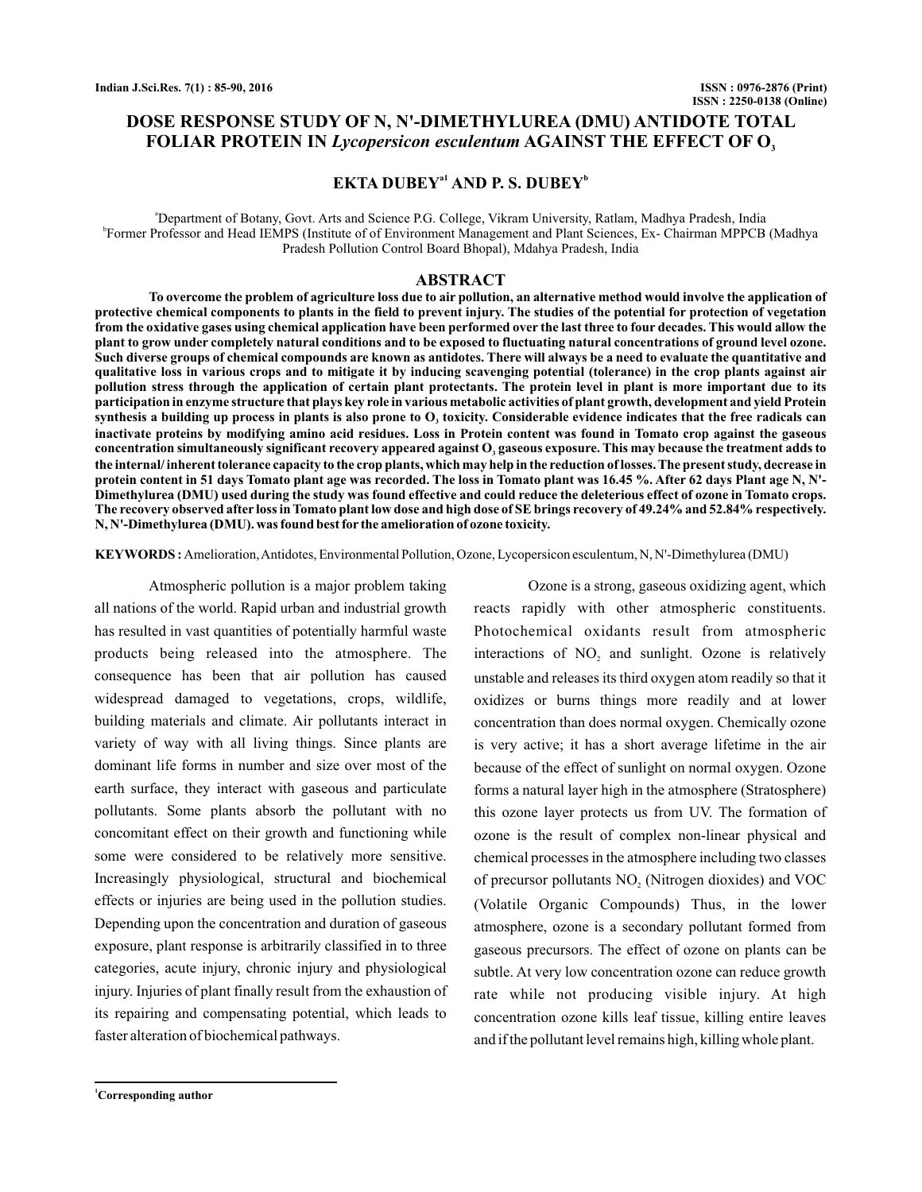# DOSE RESPONSE STUDY OF N, N'-DIMETHYLUREA (DMU) ANTIDOTE TOTAL FOLIAR PROTEIN IN *Lycopersicon esculentum* AGAINST THE EFFECT OF $O_3$

**EKTA DUBEY[a1] AND P. S. DUBEY[b]**

[a]Department of Botany, Govt. Arts and Science P.G. College, Vikram University, Ratlam, Madhya Pradesh, India
[b]Former Professor and Head IEMPS (Institute of of Environment Management and Plant Sciences, Ex- Chairman MPPCB (Madhya Pradesh Pollution Control Board Bhopal), Mdahya Pradesh, India

## ABSTRACT

**To overcome the problem of agriculture loss due to air pollution, an alternative method would involve the application of protective chemical components to plants in the field to prevent injury. The studies of the potential for protection of vegetation from the oxidative gases using chemical application have been performed over the last three to four decades. This would allow the plant to grow under completely natural conditions and to be exposed to fluctuating natural concentrations of ground level ozone. Such diverse groups of chemical compounds are known as antidotes. There will always be a need to evaluate the quantitative and qualitative loss in various crops and to mitigate it by inducing scavenging potential (tolerance) in the crop plants against air pollution stress through the application of certain plant protectants. The protein level in plant is more important due to its participation in enzyme structure that plays key role in various metabolic activities of plant growth, development and yield Protein synthesis a building up process in plants is also prone to $O_3$ toxicity. Considerable evidence indicates that the free radicals can inactivate proteins by modifying amino acid residues. Loss in Protein content was found in Tomato crop against the gaseous concentration simultaneously significant recovery appeared against $O_3$ gaseous exposure. This may because the treatment adds to the internal/ inherent tolerance capacity to the crop plants, which may help in the reduction of losses. The present study, decrease in protein content in 51 days Tomato plant age was recorded. The loss in Tomato plant was 16.45 %. After 62 days Plant age N, N'-Dimethylurea (DMU) used during the study was found effective and could reduce the deleterious effect of ozone in Tomato crops. The recovery observed after loss in Tomato plant low dose and high dose of SE brings recovery of 49.24% and 52.84% respectively. N, N'-Dimethylurea (DMU). was found best for the amelioration of ozone toxicity.**

**KEYWORDS :** Amelioration, Antidotes, Environmental Pollution, Ozone, Lycopersicon esculentum, N, N'-Dimethylurea (DMU)

Atmospheric pollution is a major problem taking all nations of the world. Rapid urban and industrial growth has resulted in vast quantities of potentially harmful waste products being released into the atmosphere. The consequence has been that air pollution has caused widespread damaged to vegetations, crops, wildlife, building materials and climate. Air pollutants interact in variety of way with all living things. Since plants are dominant life forms in number and size over most of the earth surface, they interact with gaseous and particulate pollutants. Some plants absorb the pollutant with no concomitant effect on their growth and functioning while some were considered to be relatively more sensitive. Increasingly physiological, structural and biochemical effects or injuries are being used in the pollution studies. Depending upon the concentration and duration of gaseous exposure, plant response is arbitrarily classified in to three categories, acute injury, chronic injury and physiological injury. Injuries of plant finally result from the exhaustion of its repairing and compensating potential, which leads to faster alteration of biochemical pathways.

Ozone is a strong, gaseous oxidizing agent, which reacts rapidly with other atmospheric constituents. Photochemical oxidants result from atmospheric interactions of $NO_2$ and sunlight. Ozone is relatively unstable and releases its third oxygen atom readily so that it oxidizes or burns things more readily and at lower concentration than does normal oxygen. Chemically ozone is very active; it has a short average lifetime in the air because of the effect of sunlight on normal oxygen. Ozone forms a natural layer high in the atmosphere (Stratosphere) this ozone layer protects us from UV. The formation of ozone is the result of complex non-linear physical and chemical processes in the atmosphere including two classes of precursor pollutants $NO_2$ (Nitrogen dioxides) and VOC (Volatile Organic Compounds) Thus, in the lower atmosphere, ozone is a secondary pollutant formed from gaseous precursors. The effect of ozone on plants can be subtle. At very low concentration ozone can reduce growth rate while not producing visible injury. At high concentration ozone kills leaf tissue, killing entire leaves and if the pollutant level remains high, killing whole plant.

[1]Corresponding author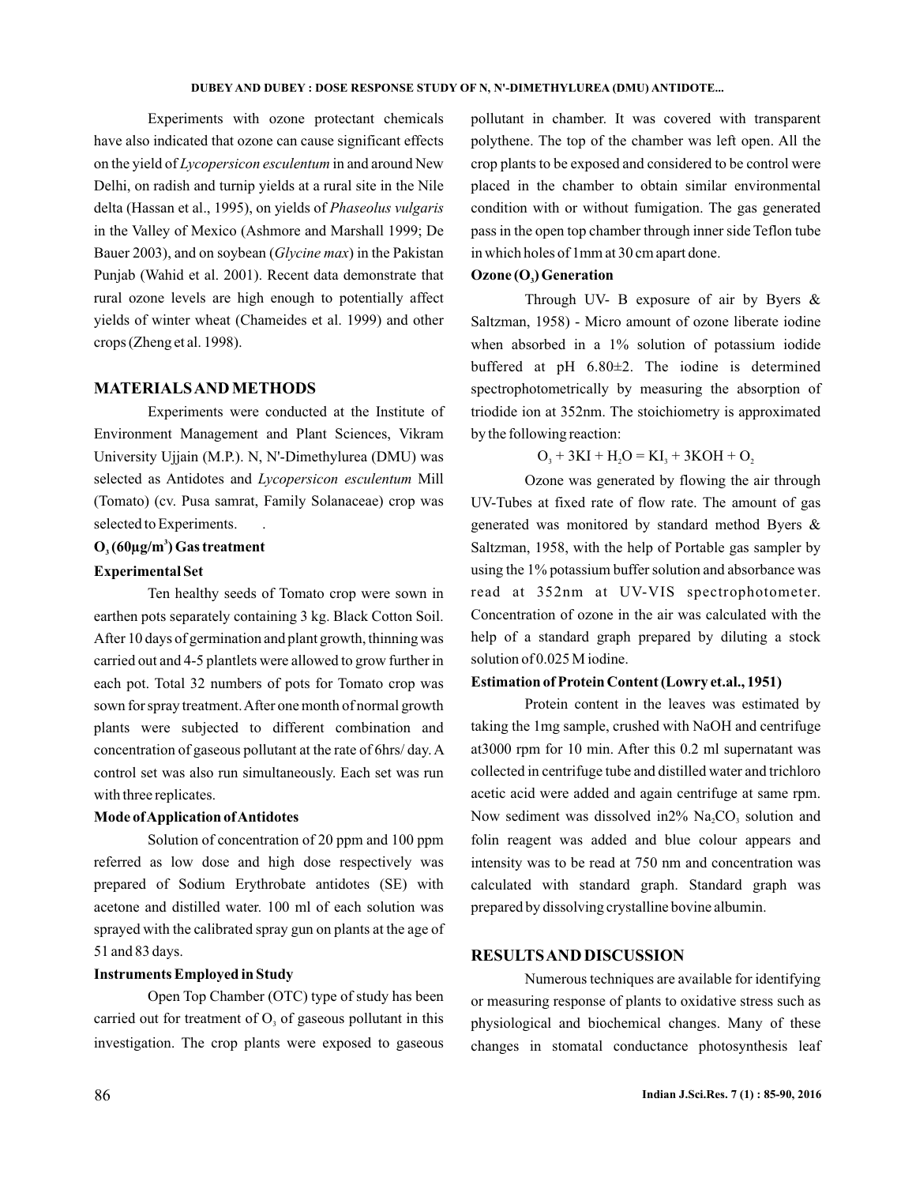Experiments with ozone protectant chemicals have also indicated that ozone can cause significant effects on the yield of *Lycopersicon esculentum* in and around New Delhi, on radish and turnip yields at a rural site in the Nile delta (Hassan et al., 1995), on yields of *Phaseolus vulgaris* in the Valley of Mexico (Ashmore and Marshall 1999; De Bauer 2003), and on soybean (*Glycine max*) in the Pakistan Punjab (Wahid et al. 2001). Recent data demonstrate that rural ozone levels are high enough to potentially affect yields of winter wheat (Chameides et al. 1999) and other crops (Zheng et al. 1998).

## MATERIALS AND METHODS

Experiments were conducted at the Institute of Environment Management and Plant Sciences, Vikram University Ujjain (M.P.). N, N'-Dimethylurea (DMU) was selected as Antidotes and *Lycopersicon esculentum* Mill (Tomato) (cv. Pusa samrat, Family Solanaceae) crop was selected to Experiments.

### $O_3$ (60µg/$m^3$) Gas treatment

### Experimental Set

Ten healthy seeds of Tomato crop were sown in earthen pots separately containing 3 kg. Black Cotton Soil. After 10 days of germination and plant growth, thinning was carried out and 4-5 plantlets were allowed to grow further in each pot. Total 32 numbers of pots for Tomato crop was sown for spray treatment. After one month of normal growth plants were subjected to different combination and concentration of gaseous pollutant at the rate of 6hrs/ day. A control set was also run simultaneously. Each set was run with three replicates.

### Mode of Application of Antidotes

Solution of concentration of 20 ppm and 100 ppm referred as low dose and high dose respectively was prepared of Sodium Erythrobate antidotes (SE) with acetone and distilled water. 100 ml of each solution was sprayed with the calibrated spray gun on plants at the age of 51 and 83 days.

### Instruments Employed in Study

Open Top Chamber (OTC) type of study has been carried out for treatment of $O_3$ of gaseous pollutant in this investigation. The crop plants were exposed to gaseous pollutant in chamber. It was covered with transparent polythene. The top of the chamber was left open. All the crop plants to be exposed and considered to be control were placed in the chamber to obtain similar environmental condition with or without fumigation. The gas generated pass in the open top chamber through inner side Teflon tube in which holes of 1mm at 30 cm apart done.

### Ozone ($O_3$) Generation

Through UV- B exposure of air by Byers & Saltzman, 1958) - Micro amount of ozone liberate iodine when absorbed in a 1% solution of potassium iodide buffered at pH 6.80±2. The iodine is determined spectrophotometrically by measuring the absorption of triodide ion at 352nm. The stoichiometry is approximated by the following reaction:

$$O_3 + 3KI + H_2O = KI_3 + 3KOH + O_2$$

Ozone was generated by flowing the air through UV-Tubes at fixed rate of flow rate. The amount of gas generated was monitored by standard method Byers & Saltzman, 1958, with the help of Portable gas sampler by using the 1% potassium buffer solution and absorbance was read at 352nm at UV-VIS spectrophotometer. Concentration of ozone in the air was calculated with the help of a standard graph prepared by diluting a stock solution of 0.025 M iodine.

### Estimation of Protein Content (Lowry et.al., 1951)

Protein content in the leaves was estimated by taking the 1mg sample, crushed with NaOH and centrifuge at3000 rpm for 10 min. After this 0.2 ml supernatant was collected in centrifuge tube and distilled water and trichloro acetic acid were added and again centrifuge at same rpm. Now sediment was dissolved in2% $Na_2CO_3$ solution and folin reagent was added and blue colour appears and intensity was to be read at 750 nm and concentration was calculated with standard graph. Standard graph was prepared by dissolving crystalline bovine albumin.

## RESULTS AND DISCUSSION

Numerous techniques are available for identifying or measuring response of plants to oxidative stress such as physiological and biochemical changes. Many of these changes in stomatal conductance photosynthesis leaf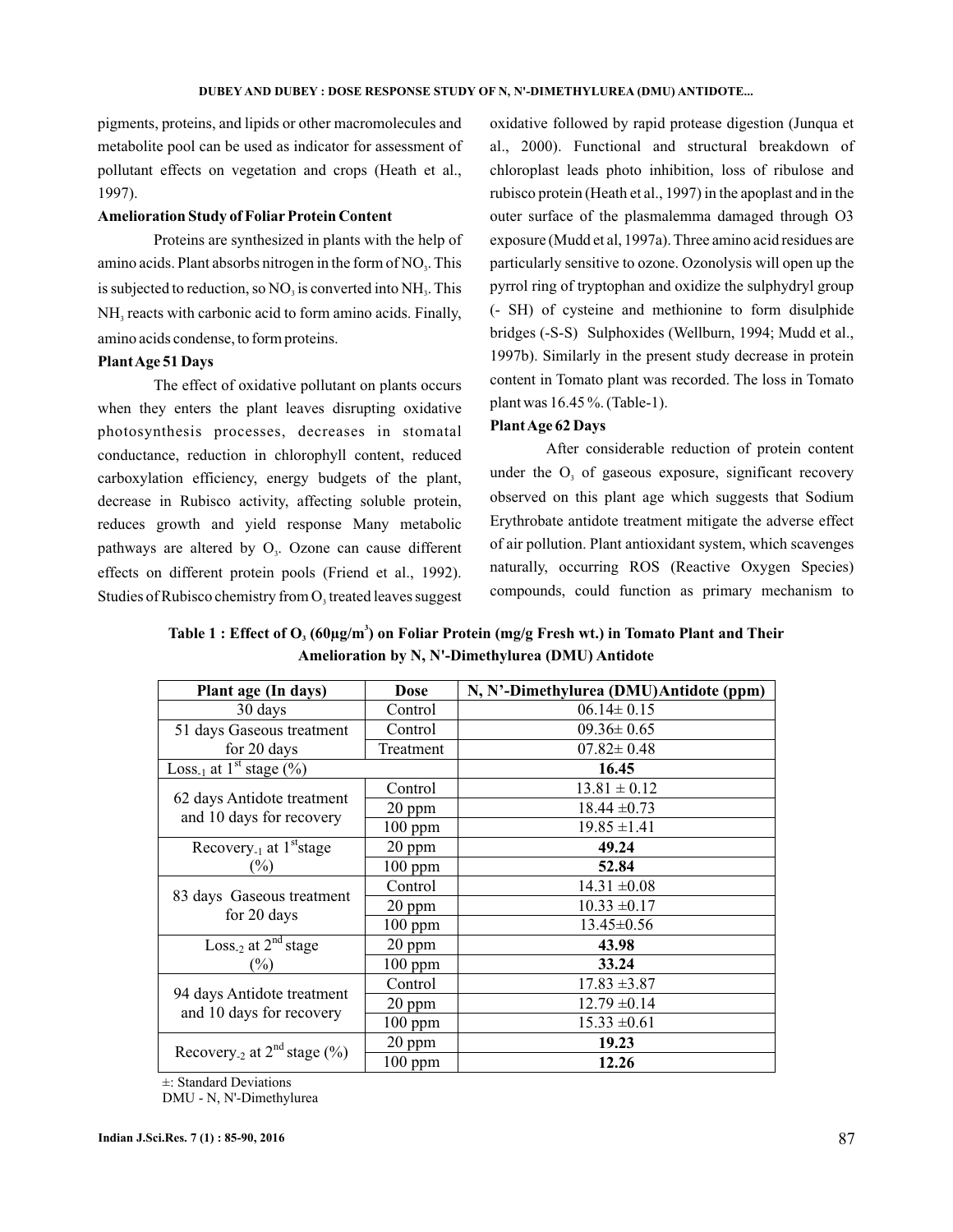pigments, proteins, and lipids or other macromolecules and metabolite pool can be used as indicator for assessment of pollutant effects on vegetation and crops (Heath et al., 1997).

**Amelioration Study of Foliar Protein Content**

Proteins are synthesized in plants with the help of amino acids. Plant absorbs nitrogen in the form of $NO_3$. This is subjected to reduction, so $NO_3$ is converted into $NH_3$. This $NH_3$ reacts with carbonic acid to form amino acids. Finally, amino acids condense, to form proteins.

**Plant Age 51 Days**

The effect of oxidative pollutant on plants occurs when they enters the plant leaves disrupting oxidative photosynthesis processes, decreases in stomatal conductance, reduction in chlorophyll content, reduced carboxylation efficiency, energy budgets of the plant, decrease in Rubisco activity, affecting soluble protein, reduces growth and yield response Many metabolic pathways are altered by $O_3$. Ozone can cause different effects on different protein pools (Friend et al., 1992). Studies of Rubisco chemistry from $O_3$ treated leaves suggest oxidative followed by rapid protease digestion (Junqua et al., 2000). Functional and structural breakdown of chloroplast leads photo inhibition, loss of ribulose and rubisco protein (Heath et al., 1997) in the apoplast and in the outer surface of the plasmalemma damaged through O3 exposure (Mudd et al, 1997a). Three amino acid residues are particularly sensitive to ozone. Ozonolysis will open up the pyrrol ring of tryptophan and oxidize the sulphydryl group (- SH) of cysteine and methionine to form disulphide bridges (-S-S) Sulphoxides (Wellburn, 1994; Mudd et al., 1997b). Similarly in the present study decrease in protein content in Tomato plant was recorded. The loss in Tomato plant was 16.45 %. (Table-1).

**Plant Age 62 Days**

After considerable reduction of protein content under the $O_3$ of gaseous exposure, significant recovery observed on this plant age which suggests that Sodium Erythrobate antidote treatment mitigate the adverse effect of air pollution. Plant antioxidant system, which scavenges naturally, occurring ROS (Reactive Oxygen Species) compounds, could function as primary mechanism to

**Table 1 : Effect of $O_3$ ($60 \mu g/m^3$) on Foliar Protein (mg/g Fresh wt.) in Tomato Plant and Their Amelioration by N, N'-Dimethylurea (DMU) Antidote**

| Plant age (In days) | Dose | N, N'-Dimethylurea (DMU) Antidote (ppm) |
|---|---|---|
| 30 days | Control | 06.14± 0.15 |
| 51 days Gaseous treatment for 20 days | Control | 09.36± 0.65 |
| | Treatment | 07.82± 0.48 |
| Loss$_{-1}$ at 1$^{st}$ stage (%) | | **16.45** |
| 62 days Antidote treatment and 10 days for recovery | Control | 13.81 ± 0.12 |
| | 20 ppm | 18.44 ±0.73 |
| | 100 ppm | 19.85 ±1.41 |
| Recovery$_{-1}$ at 1$^{st}$ stage (%) | 20 ppm | **49.24** |
| | 100 ppm | **52.84** |
| 83 days Gaseous treatment for 20 days | Control | 14.31 ±0.08 |
| | 20 ppm | 10.33 ±0.17 |
| | 100 ppm | 13.45±0.56 |
| Loss$_{-2}$ at 2$^{nd}$ stage (%) | 20 ppm | **43.98** |
| | 100 ppm | **33.24** |
| 94 days Antidote treatment and 10 days for recovery | Control | 17.83 ±3.87 |
| | 20 ppm | 12.79 ±0.14 |
| | 100 ppm | 15.33 ±0.61 |
| Recovery$_{-2}$ at 2$^{nd}$ stage (%) | 20 ppm | **19.23** |
| | 100 ppm | **12.26** |

±: Standard Deviations
DMU - N, N'-Dimethylurea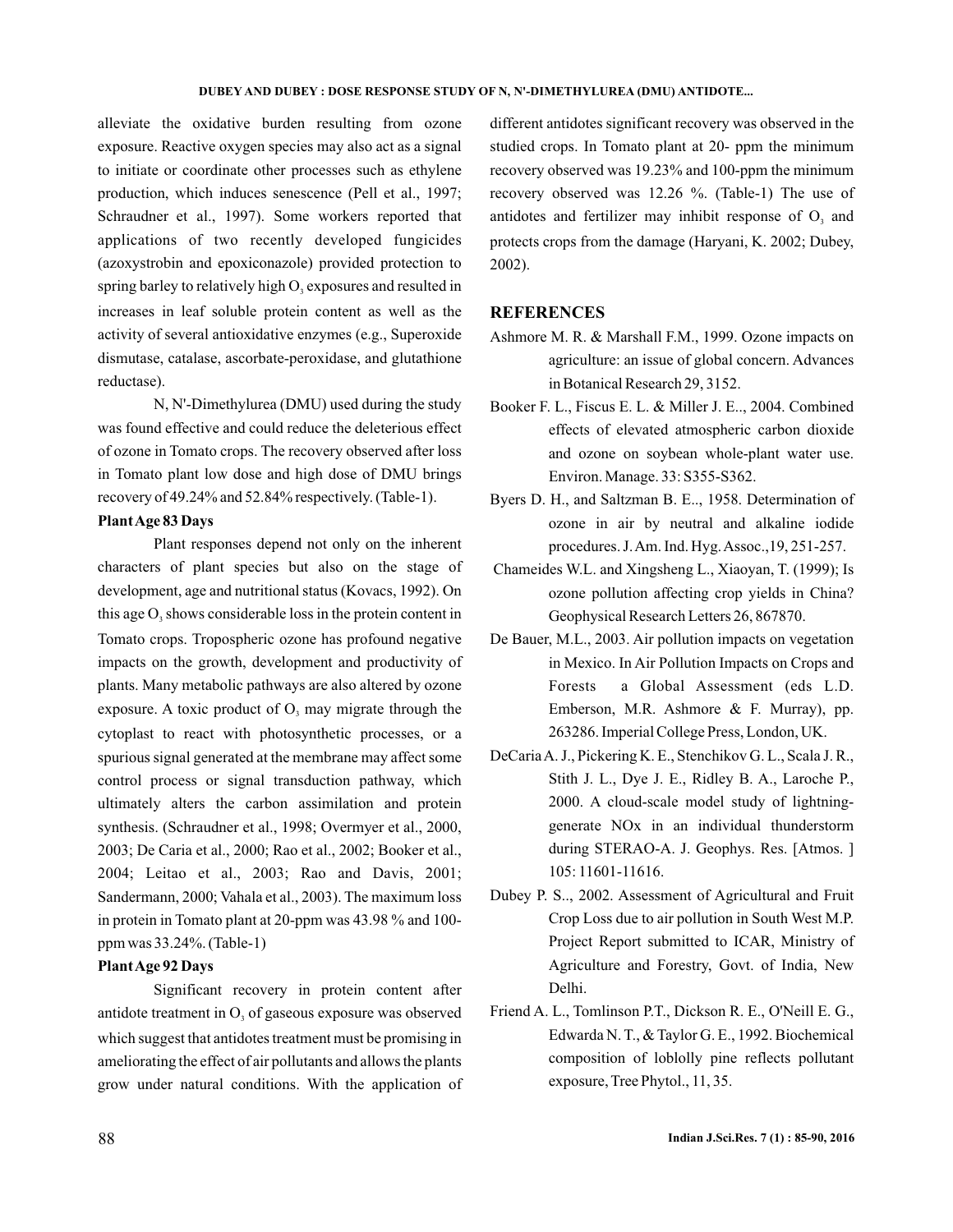alleviate the oxidative burden resulting from ozone exposure. Reactive oxygen species may also act as a signal to initiate or coordinate other processes such as ethylene production, which induces senescence (Pell et al., 1997; Schraudner et al., 1997). Some workers reported that applications of two recently developed fungicides (azoxystrobin and epoxiconazole) provided protection to spring barley to relatively high $O_3$ exposures and resulted in increases in leaf soluble protein content as well as the activity of several antioxidative enzymes (e.g., Superoxide dismutase, catalase, ascorbate-peroxidase, and glutathione reductase).

N, N'-Dimethylurea (DMU) used during the study was found effective and could reduce the deleterious effect of ozone in Tomato crops. The recovery observed after loss in Tomato plant low dose and high dose of DMU brings recovery of 49.24% and 52.84% respectively. (Table-1).

**Plant Age 83 Days**

Plant responses depend not only on the inherent characters of plant species but also on the stage of development, age and nutritional status (Kovacs, 1992). On this age $O_3$ shows considerable loss in the protein content in Tomato crops. Tropospheric ozone has profound negative impacts on the growth, development and productivity of plants. Many metabolic pathways are also altered by ozone exposure. A toxic product of $O_3$ may migrate through the cytoplast to react with photosynthetic processes, or a spurious signal generated at the membrane may affect some control process or signal transduction pathway, which ultimately alters the carbon assimilation and protein synthesis. (Schraudner et al., 1998; Overmyer et al., 2000, 2003; De Caria et al., 2000; Rao et al., 2002; Booker et al., 2004; Leitao et al., 2003; Rao and Davis, 2001; Sandermann, 2000; Vahala et al., 2003). The maximum loss in protein in Tomato plant at 20-ppm was 43.98 % and 100-ppm was 33.24%. (Table-1)

**Plant Age 92 Days**

Significant recovery in protein content after antidote treatment in $O_3$ of gaseous exposure was observed which suggest that antidotes treatment must be promising in ameliorating the effect of air pollutants and allows the plants grow under natural conditions. With the application of different antidotes significant recovery was observed in the studied crops. In Tomato plant at 20- ppm the minimum recovery observed was 19.23% and 100-ppm the minimum recovery observed was 12.26 %. (Table-1) The use of antidotes and fertilizer may inhibit response of $O_3$ and protects crops from the damage (Haryani, K. 2002; Dubey, 2002).

## REFERENCES

Ashmore M. R. & Marshall F.M., 1999. Ozone impacts on agriculture: an issue of global concern. Advances in Botanical Research 29, 3152.

Booker F. L., Fiscus E. L. & Miller J. E.., 2004. Combined effects of elevated atmospheric carbon dioxide and ozone on soybean whole-plant water use. Environ. Manage. 33: S355-S362.

Byers D. H., and Saltzman B. E.., 1958. Determination of ozone in air by neutral and alkaline iodide procedures. J. Am. Ind. Hyg. Assoc.,19, 251-257.

Chameides W.L. and Xingsheng L., Xiaoyan, T. (1999); Is ozone pollution affecting crop yields in China? Geophysical Research Letters 26, 867870.

De Bauer, M.L., 2003. Air pollution impacts on vegetation in Mexico. In Air Pollution Impacts on Crops and Forests a Global Assessment (eds L.D. Emberson, M.R. Ashmore & F. Murray), pp. 263286. Imperial College Press, London, UK.

DeCaria A. J., Pickering K. E., Stenchikov G. L., Scala J. R., Stith J. L., Dye J. E., Ridley B. A., Laroche P., 2000. A cloud-scale model study of lightning-generate NOx in an individual thunderstorm during STERAO-A. J. Geophys. Res. [Atmos. ] 105: 11601-11616.

Dubey P. S.., 2002. Assessment of Agricultural and Fruit Crop Loss due to air pollution in South West M.P. Project Report submitted to ICAR, Ministry of Agriculture and Forestry, Govt. of India, New Delhi.

Friend A. L., Tomlinson P.T., Dickson R. E., O'Neill E. G., Edwarda N. T., & Taylor G. E., 1992. Biochemical composition of loblolly pine reflects pollutant exposure, Tree Phytol., 11, 35.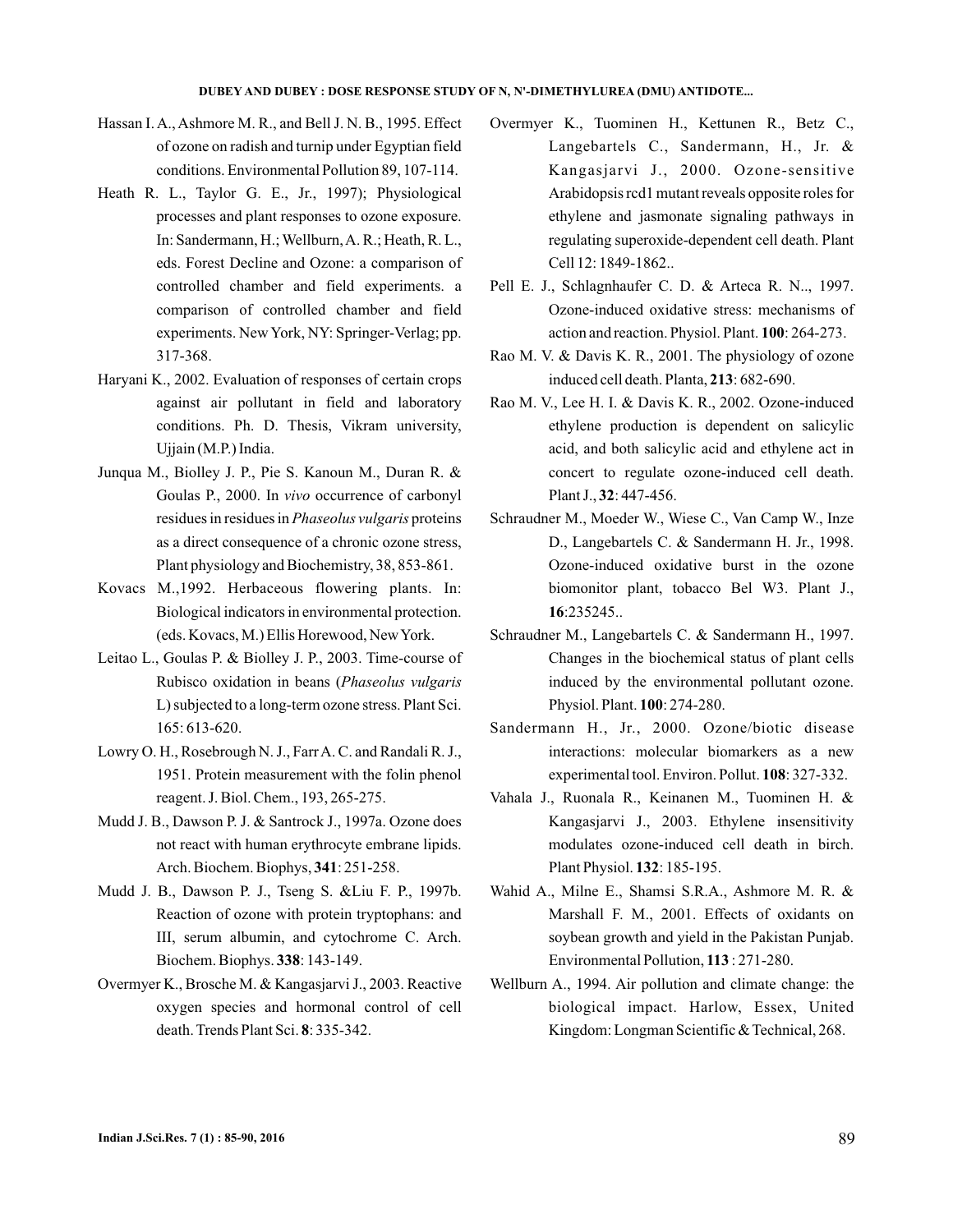Hassan I. A., Ashmore M. R., and Bell J. N. B., 1995. Effect of ozone on radish and turnip under Egyptian field conditions. Environmental Pollution 89, 107-114.

Heath R. L., Taylor G. E., Jr., 1997); Physiological processes and plant responses to ozone exposure. In: Sandermann, H.; Wellburn, A. R.; Heath, R. L., eds. Forest Decline and Ozone: a comparison of controlled chamber and field experiments. a comparison of controlled chamber and field experiments. New York, NY: Springer-Verlag; pp. 317-368.

Haryani K., 2002. Evaluation of responses of certain crops against air pollutant in field and laboratory conditions. Ph. D. Thesis, Vikram university, Ujjain (M.P.) India.

Junqua M., Biolley J. P., Pie S. Kanoun M., Duran R. & Goulas P., 2000. In *vivo* occurrence of carbonyl residues in residues in *Phaseolus vulgaris* proteins as a direct consequence of a chronic ozone stress, Plant physiology and Biochemistry, 38, 853-861.

Kovacs M.,1992. Herbaceous flowering plants. In: Biological indicators in environmental protection. (eds. Kovacs, M.) Ellis Horewood, New York.

Leitao L., Goulas P. & Biolley J. P., 2003. Time-course of Rubisco oxidation in beans (*Phaseolus vulgaris* L) subjected to a long-term ozone stress. Plant Sci. 165: 613-620.

Lowry O. H., Rosebrough N. J., Farr A. C. and Randali R. J., 1951. Protein measurement with the folin phenol reagent. J. Biol. Chem., 193, 265-275.

Mudd J. B., Dawson P. J. & Santrock J., 1997a. Ozone does not react with human erythrocyte embrane lipids. Arch. Biochem. Biophys, **341**: 251-258.

Mudd J. B., Dawson P. J., Tseng S. &Liu F. P., 1997b. Reaction of ozone with protein tryptophans: and III, serum albumin, and cytochrome C. Arch. Biochem. Biophys. **338**: 143-149.

Overmyer K., Brosche M. & Kangasjarvi J., 2003. Reactive oxygen species and hormonal control of cell death. Trends Plant Sci. **8**: 335-342.

Overmyer K., Tuominen H., Kettunen R., Betz C., Langebartels C., Sandermann, H., Jr. & Kangasjarvi J., 2000. Ozone-sensitive Arabidopsis rcd1 mutant reveals opposite roles for ethylene and jasmonate signaling pathways in regulating superoxide-dependent cell death. Plant Cell 12: 1849-1862..

Pell E. J., Schlagnhaufer C. D. & Arteca R. N.., 1997. Ozone-induced oxidative stress: mechanisms of action and reaction. Physiol. Plant. **100**: 264-273.

Rao M. V. & Davis K. R., 2001. The physiology of ozone induced cell death. Planta, **213**: 682-690.

Rao M. V., Lee H. I. & Davis K. R., 2002. Ozone-induced ethylene production is dependent on salicylic acid, and both salicylic acid and ethylene act in concert to regulate ozone-induced cell death. Plant J., **32**: 447-456.

Schraudner M., Moeder W., Wiese C., Van Camp W., Inze D., Langebartels C. & Sandermann H. Jr., 1998. Ozone-induced oxidative burst in the ozone biomonitor plant, tobacco Bel W3. Plant J., **16**:235245..

Schraudner M., Langebartels C. & Sandermann H., 1997. Changes in the biochemical status of plant cells induced by the environmental pollutant ozone. Physiol. Plant. **100**: 274-280.

Sandermann H., Jr., 2000. Ozone/biotic disease interactions: molecular biomarkers as a new experimental tool. Environ. Pollut. **108**: 327-332.

Vahala J., Ruonala R., Keinanen M., Tuominen H. & Kangasjarvi J., 2003. Ethylene insensitivity modulates ozone-induced cell death in birch. Plant Physiol. **132**: 185-195.

Wahid A., Milne E., Shamsi S.R.A., Ashmore M. R. & Marshall F. M., 2001. Effects of oxidants on soybean growth and yield in the Pakistan Punjab. Environmental Pollution, **113** : 271-280.

Wellburn A., 1994. Air pollution and climate change: the biological impact. Harlow, Essex, United Kingdom: Longman Scientific & Technical, 268.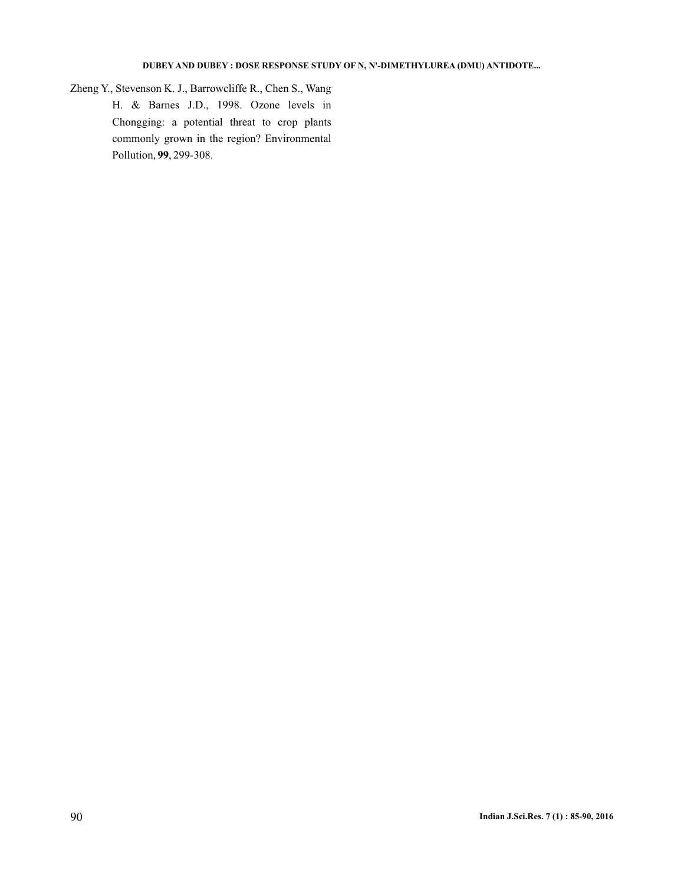Zheng Y., Stevenson K. J., Barrowcliffe R., Chen S., Wang H. & Barnes J.D., 1998. Ozone levels in Chongging: a potential threat to crop plants commonly grown in the region? Environmental Pollution, **99**, 299-308.